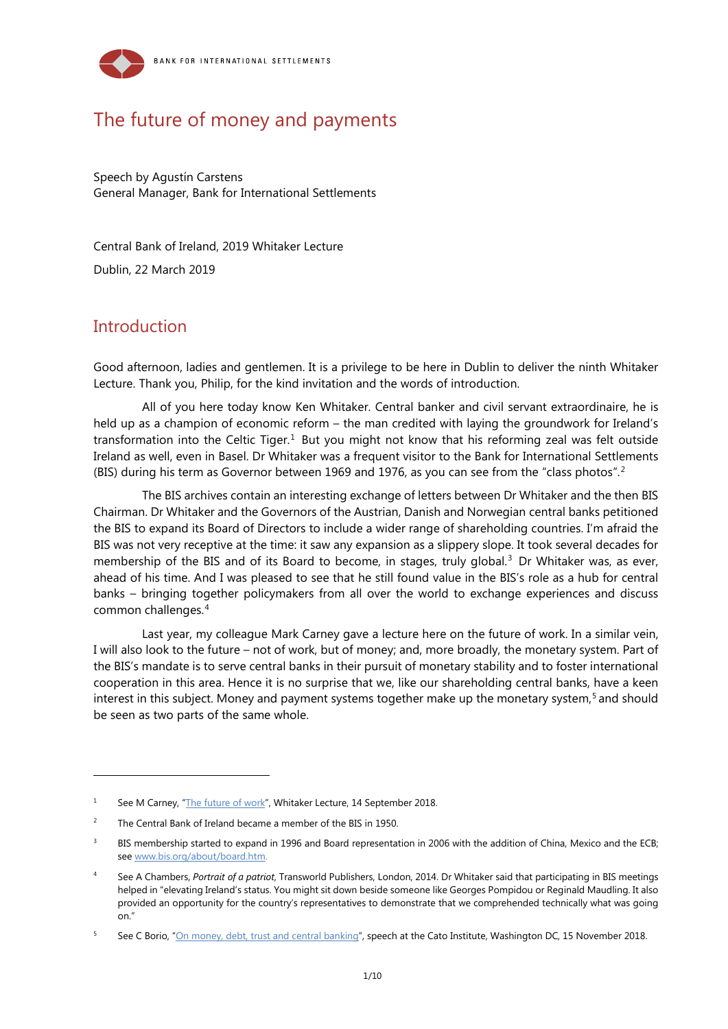BANK FOR INTERNATIONAL SETTLEMENTS

# The future of money and payments

Speech by Agustín Carstens
General Manager, Bank for International Settlements

Central Bank of Ireland, 2019 Whitaker Lecture

Dublin, 22 March 2019

## Introduction

Good afternoon, ladies and gentlemen. It is a privilege to be here in Dublin to deliver the ninth Whitaker Lecture. Thank you, Philip, for the kind invitation and the words of introduction.

All of you here today know Ken Whitaker. Central banker and civil servant extraordinaire, he is held up as a champion of economic reform – the man credited with laying the groundwork for Ireland's transformation into the Celtic Tiger.[1] But you might not know that his reforming zeal was felt outside Ireland as well, even in Basel. Dr Whitaker was a frequent visitor to the Bank for International Settlements (BIS) during his term as Governor between 1969 and 1976, as you can see from the "class photos".[2]

The BIS archives contain an interesting exchange of letters between Dr Whitaker and the then BIS Chairman. Dr Whitaker and the Governors of the Austrian, Danish and Norwegian central banks petitioned the BIS to expand its Board of Directors to include a wider range of shareholding countries. I'm afraid the BIS was not very receptive at the time: it saw any expansion as a slippery slope. It took several decades for membership of the BIS and of its Board to become, in stages, truly global.[3] Dr Whitaker was, as ever, ahead of his time. And I was pleased to see that he still found value in the BIS's role as a hub for central banks – bringing together policymakers from all over the world to exchange experiences and discuss common challenges.[4]

Last year, my colleague Mark Carney gave a lecture here on the future of work. In a similar vein, I will also look to the future – not of work, but of money; and, more broadly, the monetary system. Part of the BIS's mandate is to serve central banks in their pursuit of monetary stability and to foster international cooperation in this area. Hence it is no surprise that we, like our shareholding central banks, have a keen interest in this subject. Money and payment systems together make up the monetary system,[5] and should be seen as two parts of the same whole.

---

[1] See M Carney, "The future of work", Whitaker Lecture, 14 September 2018.

[2] The Central Bank of Ireland became a member of the BIS in 1950.

[3] BIS membership started to expand in 1996 and Board representation in 2006 with the addition of China, Mexico and the ECB; see www.bis.org/about/board.htm.

[4] See A Chambers, *Portrait of a patriot*, Transworld Publishers, London, 2014. Dr Whitaker said that participating in BIS meetings helped in "elevating Ireland's status. You might sit down beside someone like Georges Pompidou or Reginald Maudling. It also provided an opportunity for the country's representatives to demonstrate that we comprehended technically what was going on."

[5] See C Borio, "On money, debt, trust and central banking", speech at the Cato Institute, Washington DC, 15 November 2018.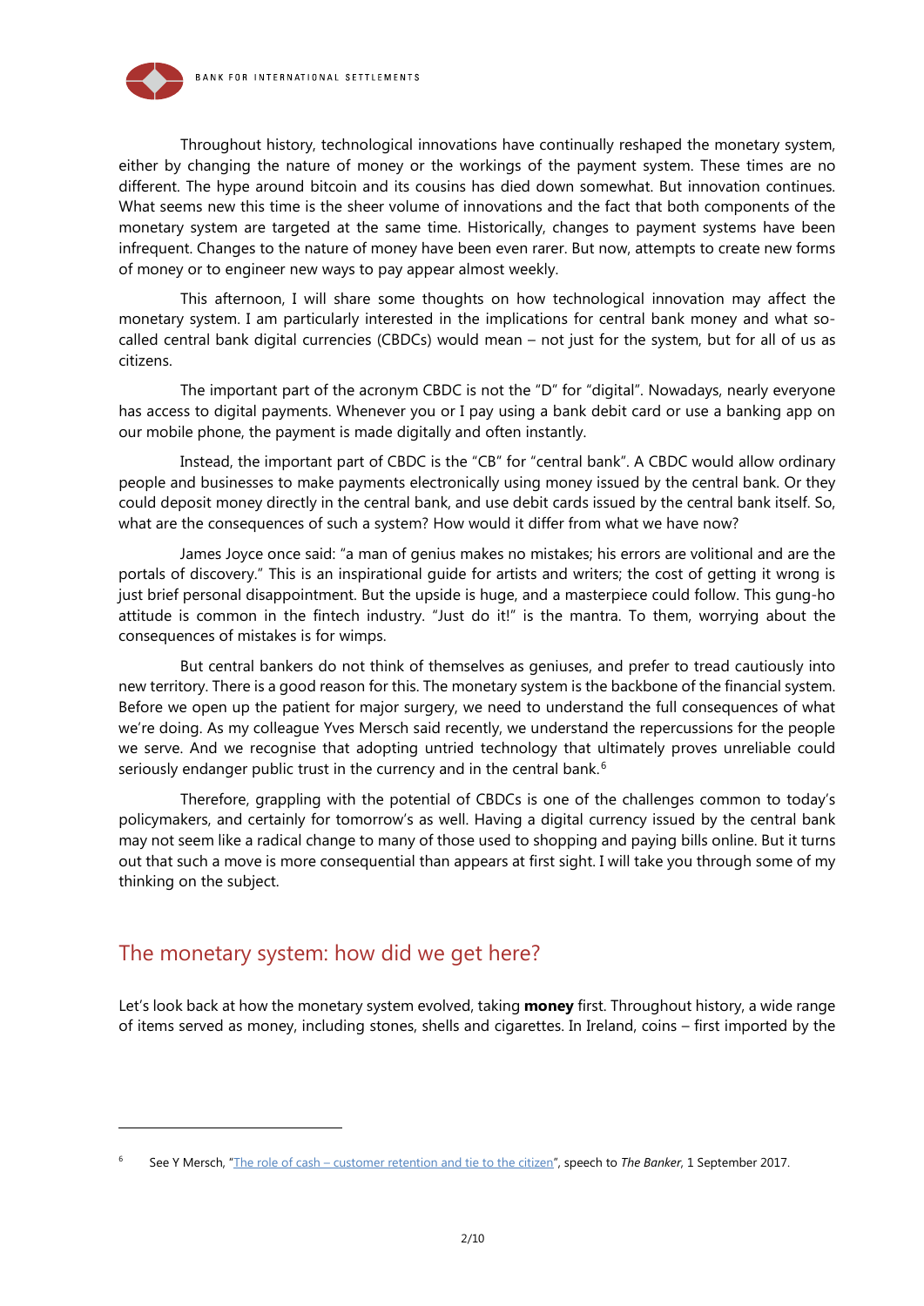Throughout history, technological innovations have continually reshaped the monetary system, either by changing the nature of money or the workings of the payment system. These times are no different. The hype around bitcoin and its cousins has died down somewhat. But innovation continues. What seems new this time is the sheer volume of innovations and the fact that both components of the monetary system are targeted at the same time. Historically, changes to payment systems have been infrequent. Changes to the nature of money have been even rarer. But now, attempts to create new forms of money or to engineer new ways to pay appear almost weekly.

This afternoon, I will share some thoughts on how technological innovation may affect the monetary system. I am particularly interested in the implications for central bank money and what so-called central bank digital currencies (CBDCs) would mean – not just for the system, but for all of us as citizens.

The important part of the acronym CBDC is not the "D" for "digital". Nowadays, nearly everyone has access to digital payments. Whenever you or I pay using a bank debit card or use a banking app on our mobile phone, the payment is made digitally and often instantly.

Instead, the important part of CBDC is the "CB" for "central bank". A CBDC would allow ordinary people and businesses to make payments electronically using money issued by the central bank. Or they could deposit money directly in the central bank, and use debit cards issued by the central bank itself. So, what are the consequences of such a system? How would it differ from what we have now?

James Joyce once said: "a man of genius makes no mistakes; his errors are volitional and are the portals of discovery." This is an inspirational guide for artists and writers; the cost of getting it wrong is just brief personal disappointment. But the upside is huge, and a masterpiece could follow. This gung-ho attitude is common in the fintech industry. "Just do it!" is the mantra. To them, worrying about the consequences of mistakes is for wimps.

But central bankers do not think of themselves as geniuses, and prefer to tread cautiously into new territory. There is a good reason for this. The monetary system is the backbone of the financial system. Before we open up the patient for major surgery, we need to understand the full consequences of what we're doing. As my colleague Yves Mersch said recently, we understand the repercussions for the people we serve. And we recognise that adopting untried technology that ultimately proves unreliable could seriously endanger public trust in the currency and in the central bank.[6]

Therefore, grappling with the potential of CBDCs is one of the challenges common to today's policymakers, and certainly for tomorrow's as well. Having a digital currency issued by the central bank may not seem like a radical change to many of those used to shopping and paying bills online. But it turns out that such a move is more consequential than appears at first sight. I will take you through some of my thinking on the subject.

## The monetary system: how did we get here?

Let's look back at how the monetary system evolved, taking **money** first. Throughout history, a wide range of items served as money, including stones, shells and cigarettes. In Ireland, coins – first imported by the

---

[6] See Y Mersch, "The role of cash – customer retention and tie to the citizen", speech to *The Banker*, 1 September 2017.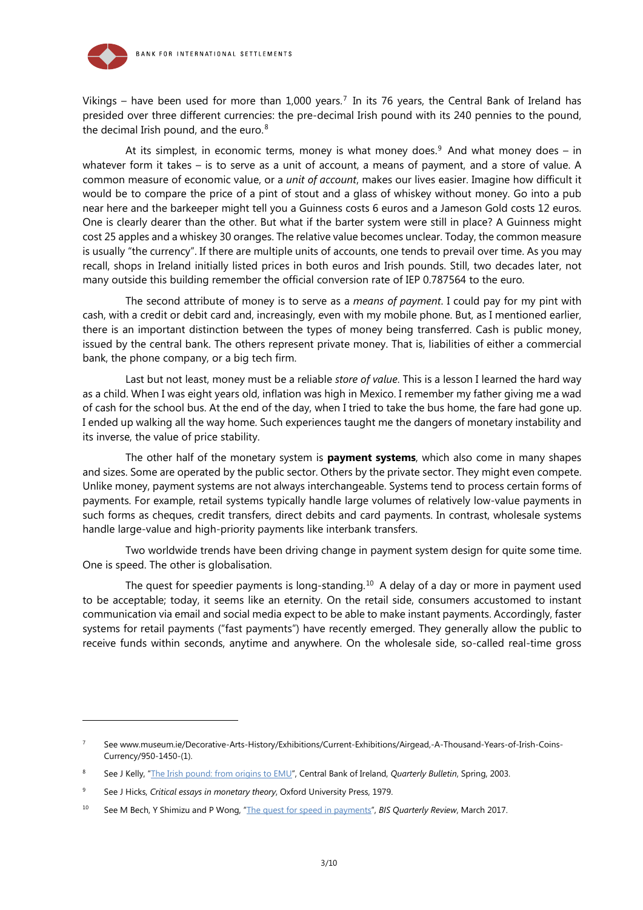Vikings – have been used for more than 1,000 years.[7] In its 76 years, the Central Bank of Ireland has presided over three different currencies: the pre-decimal Irish pound with its 240 pennies to the pound, the decimal Irish pound, and the euro.[8]

At its simplest, in economic terms, money is what money does.[9] And what money does – in whatever form it takes – is to serve as a unit of account, a means of payment, and a store of value. A common measure of economic value, or a *unit of account*, makes our lives easier. Imagine how difficult it would be to compare the price of a pint of stout and a glass of whiskey without money. Go into a pub near here and the barkeeper might tell you a Guinness costs 6 euros and a Jameson Gold costs 12 euros. One is clearly dearer than the other. But what if the barter system were still in place? A Guinness might cost 25 apples and a whiskey 30 oranges. The relative value becomes unclear. Today, the common measure is usually "the currency". If there are multiple units of accounts, one tends to prevail over time. As you may recall, shops in Ireland initially listed prices in both euros and Irish pounds. Still, two decades later, not many outside this building remember the official conversion rate of IEP 0.787564 to the euro.

The second attribute of money is to serve as a *means of payment*. I could pay for my pint with cash, with a credit or debit card and, increasingly, even with my mobile phone. But, as I mentioned earlier, there is an important distinction between the types of money being transferred. Cash is public money, issued by the central bank. The others represent private money. That is, liabilities of either a commercial bank, the phone company, or a big tech firm.

Last but not least, money must be a reliable *store of value*. This is a lesson I learned the hard way as a child. When I was eight years old, inflation was high in Mexico. I remember my father giving me a wad of cash for the school bus. At the end of the day, when I tried to take the bus home, the fare had gone up. I ended up walking all the way home. Such experiences taught me the dangers of monetary instability and its inverse, the value of price stability.

The other half of the monetary system is **payment systems**, which also come in many shapes and sizes. Some are operated by the public sector. Others by the private sector. They might even compete. Unlike money, payment systems are not always interchangeable. Systems tend to process certain forms of payments. For example, retail systems typically handle large volumes of relatively low-value payments in such forms as cheques, credit transfers, direct debits and card payments. In contrast, wholesale systems handle large-value and high-priority payments like interbank transfers.

Two worldwide trends have been driving change in payment system design for quite some time. One is speed. The other is globalisation.

The quest for speedier payments is long-standing.[10] A delay of a day or more in payment used to be acceptable; today, it seems like an eternity. On the retail side, consumers accustomed to instant communication via email and social media expect to be able to make instant payments. Accordingly, faster systems for retail payments ("fast payments") have recently emerged. They generally allow the public to receive funds within seconds, anytime and anywhere. On the wholesale side, so-called real-time gross

---

[7] See www.museum.ie/Decorative-Arts-History/Exhibitions/Current-Exhibitions/Airgead,-A-Thousand-Years-of-Irish-Coins-Currency/950-1450-(1).

[8] See J Kelly, "The Irish pound: from origins to EMU", Central Bank of Ireland, *Quarterly Bulletin*, Spring, 2003.

[9] See J Hicks, *Critical essays in monetary theory*, Oxford University Press, 1979.

[10] See M Bech, Y Shimizu and P Wong, "The quest for speed in payments", *BIS Quarterly Review*, March 2017.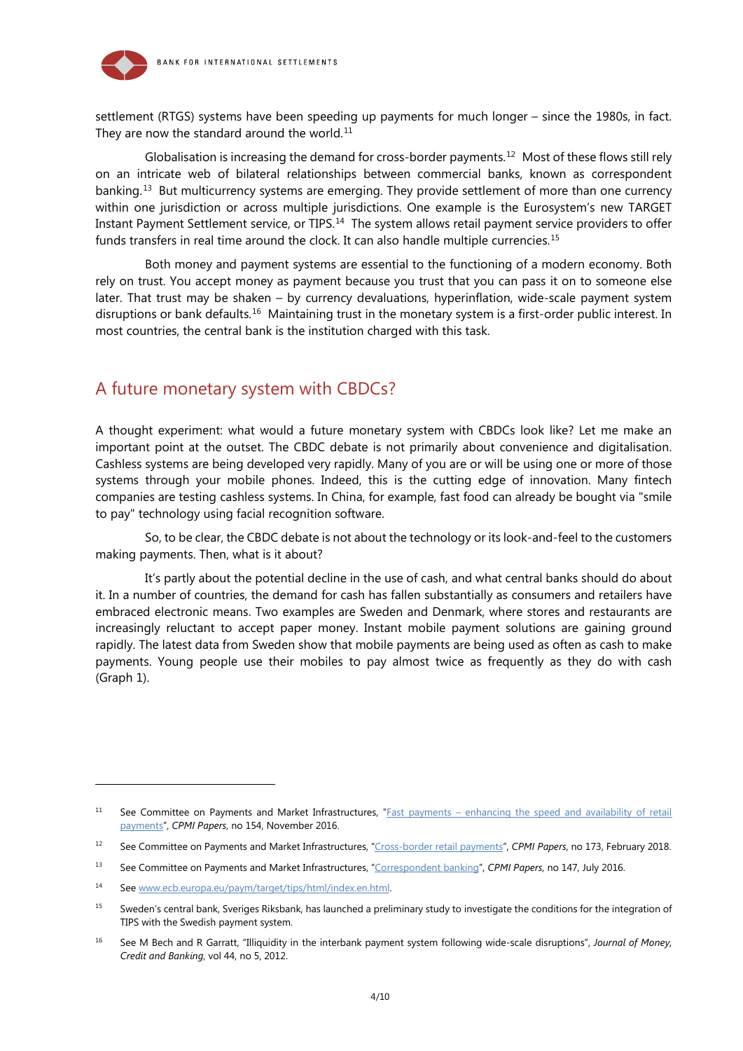settlement (RTGS) systems have been speeding up payments for much longer – since the 1980s, in fact. They are now the standard around the world.[11]

Globalisation is increasing the demand for cross-border payments.[12] Most of these flows still rely on an intricate web of bilateral relationships between commercial banks, known as correspondent banking.[13] But multicurrency systems are emerging. They provide settlement of more than one currency within one jurisdiction or across multiple jurisdictions. One example is the Eurosystem's new TARGET Instant Payment Settlement service, or TIPS.[14] The system allows retail payment service providers to offer funds transfers in real time around the clock. It can also handle multiple currencies.[15]

Both money and payment systems are essential to the functioning of a modern economy. Both rely on trust. You accept money as payment because you trust that you can pass it on to someone else later. That trust may be shaken – by currency devaluations, hyperinflation, wide-scale payment system disruptions or bank defaults.[16] Maintaining trust in the monetary system is a first-order public interest. In most countries, the central bank is the institution charged with this task.

## A future monetary system with CBDCs?

A thought experiment: what would a future monetary system with CBDCs look like? Let me make an important point at the outset. The CBDC debate is not primarily about convenience and digitalisation. Cashless systems are being developed very rapidly. Many of you are or will be using one or more of those systems through your mobile phones. Indeed, this is the cutting edge of innovation. Many fintech companies are testing cashless systems. In China, for example, fast food can already be bought via "smile to pay" technology using facial recognition software.

So, to be clear, the CBDC debate is not about the technology or its look-and-feel to the customers making payments. Then, what is it about?

It's partly about the potential decline in the use of cash, and what central banks should do about it. In a number of countries, the demand for cash has fallen substantially as consumers and retailers have embraced electronic means. Two examples are Sweden and Denmark, where stores and restaurants are increasingly reluctant to accept paper money. Instant mobile payment solutions are gaining ground rapidly. The latest data from Sweden show that mobile payments are being used as often as cash to make payments. Young people use their mobiles to pay almost twice as frequently as they do with cash (Graph 1).

---

[11] See Committee on Payments and Market Infrastructures, "Fast payments – enhancing the speed and availability of retail payments", *CPMI Papers*, no 154, November 2016.

[12] See Committee on Payments and Market Infrastructures, "Cross-border retail payments", *CPMI Papers*, no 173, February 2018.

[13] See Committee on Payments and Market Infrastructures, "Correspondent banking", *CPMI Papers*, no 147, July 2016.

[14] See www.ecb.europa.eu/paym/target/tips/html/index.en.html.

[15] Sweden's central bank, Sveriges Riksbank, has launched a preliminary study to investigate the conditions for the integration of TIPS with the Swedish payment system.

[16] See M Bech and R Garratt, "Illiquidity in the interbank payment system following wide-scale disruptions", *Journal of Money, Credit and Banking*, vol 44, no 5, 2012.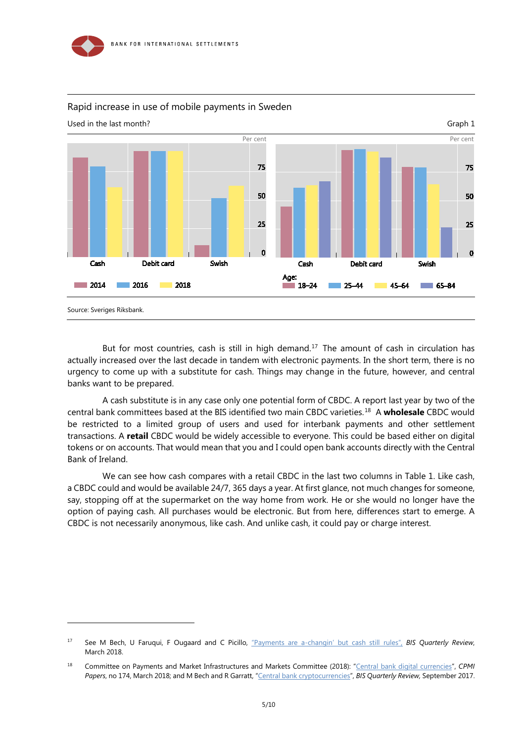Rapid increase in use of mobile payments in Sweden

Used in the last month?

Graph 1

Source: Sveriges Riksbank.

But for most countries, cash is still in high demand.[17] The amount of cash in circulation has actually increased over the last decade in tandem with electronic payments. In the short term, there is no urgency to come up with a substitute for cash. Things may change in the future, however, and central banks want to be prepared.

A cash substitute is in any case only one potential form of CBDC. A report last year by two of the central bank committees based at the BIS identified two main CBDC varieties.[18] A **wholesale** CBDC would be restricted to a limited group of users and used for interbank payments and other settlement transactions. A **retail** CBDC would be widely accessible to everyone. This could be based either on digital tokens or on accounts. That would mean that you and I could open bank accounts directly with the Central Bank of Ireland.

We can see how cash compares with a retail CBDC in the last two columns in Table 1. Like cash, a CBDC could and would be available 24/7, 365 days a year. At first glance, not much changes for someone, say, stopping off at the supermarket on the way home from work. He or she would no longer have the option of paying cash. All purchases would be electronic. But from here, differences start to emerge. A CBDC is not necessarily anonymous, like cash. And unlike cash, it could pay or charge interest.

---

[17] See M Bech, U Faruqui, F Ougaard and C Picillo, "Payments are a-changin' but cash still rules", *BIS Quarterly Review*, March 2018.

[18] Committee on Payments and Market Infrastructures and Markets Committee (2018): "Central bank digital currencies", *CPMI Papers*, no 174, March 2018; and M Bech and R Garratt, "Central bank cryptocurrencies", *BIS Quarterly Review*, September 2017.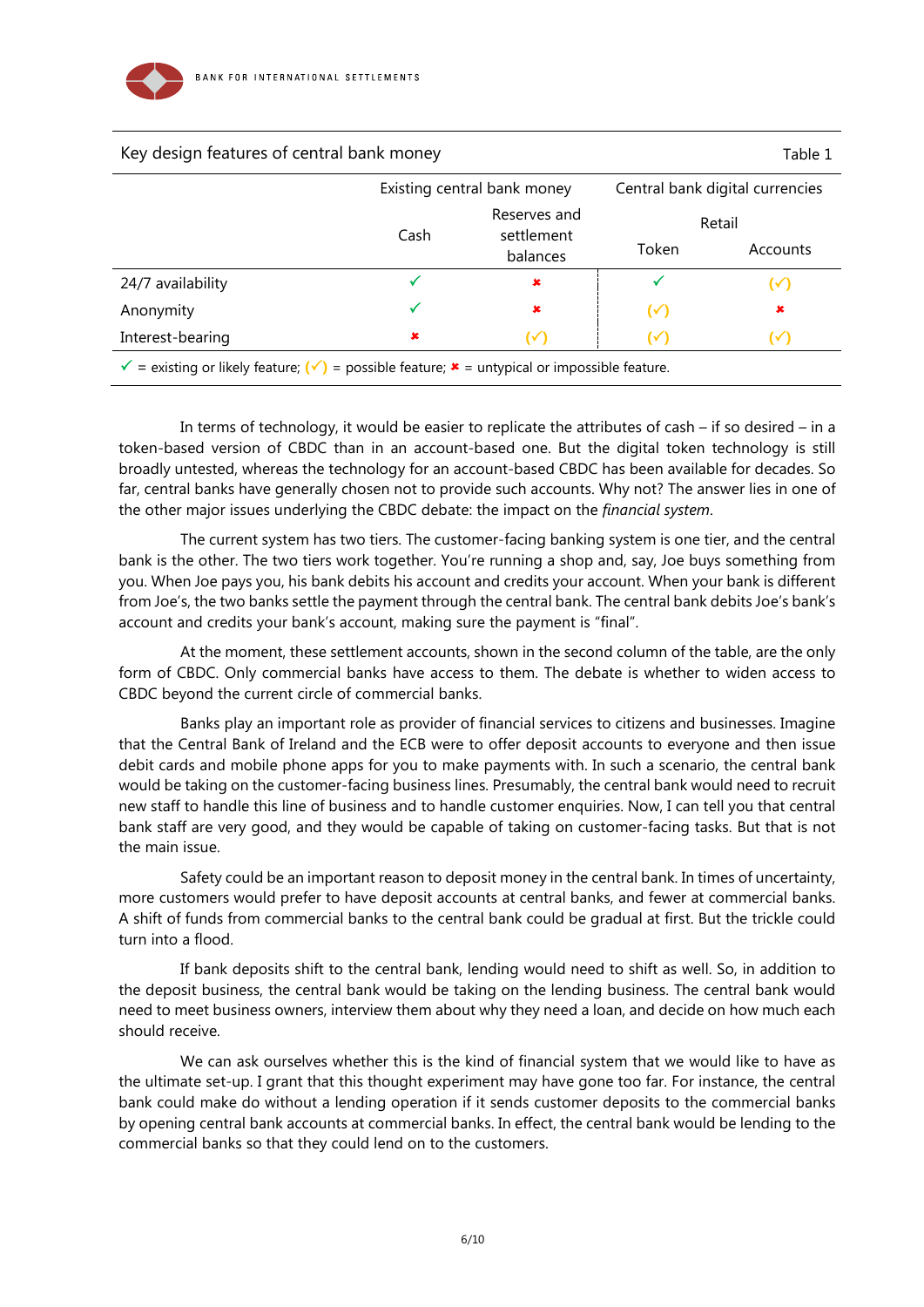Key design features of central bank money — Table 1

| | Existing central bank money | | Central bank digital currencies | |
|---|---|---|---|---|
| | | | Retail | |
| | Cash | Reserves and settlement balances | Token | Accounts |
| 24/7 availability | ✓ | ✖ | ✓ | (✓) |
| Anonymity | ✓ | ✖ | (✓) | ✖ |
| Interest-bearing | ✖ | (✓) | (✓) | (✓) |

✓ = existing or likely feature; (✓) = possible feature; ✖ = untypical or impossible feature.

In terms of technology, it would be easier to replicate the attributes of cash – if so desired – in a token-based version of CBDC than in an account-based one. But the digital token technology is still broadly untested, whereas the technology for an account-based CBDC has been available for decades. So far, central banks have generally chosen not to provide such accounts. Why not? The answer lies in one of the other major issues underlying the CBDC debate: the impact on the *financial system*.

The current system has two tiers. The customer-facing banking system is one tier, and the central bank is the other. The two tiers work together. You're running a shop and, say, Joe buys something from you. When Joe pays you, his bank debits his account and credits your account. When your bank is different from Joe's, the two banks settle the payment through the central bank. The central bank debits Joe's bank's account and credits your bank's account, making sure the payment is "final".

At the moment, these settlement accounts, shown in the second column of the table, are the only form of CBDC. Only commercial banks have access to them. The debate is whether to widen access to CBDC beyond the current circle of commercial banks.

Banks play an important role as provider of financial services to citizens and businesses. Imagine that the Central Bank of Ireland and the ECB were to offer deposit accounts to everyone and then issue debit cards and mobile phone apps for you to make payments with. In such a scenario, the central bank would be taking on the customer-facing business lines. Presumably, the central bank would need to recruit new staff to handle this line of business and to handle customer enquiries. Now, I can tell you that central bank staff are very good, and they would be capable of taking on customer-facing tasks. But that is not the main issue.

Safety could be an important reason to deposit money in the central bank. In times of uncertainty, more customers would prefer to have deposit accounts at central banks, and fewer at commercial banks. A shift of funds from commercial banks to the central bank could be gradual at first. But the trickle could turn into a flood.

If bank deposits shift to the central bank, lending would need to shift as well. So, in addition to the deposit business, the central bank would be taking on the lending business. The central bank would need to meet business owners, interview them about why they need a loan, and decide on how much each should receive.

We can ask ourselves whether this is the kind of financial system that we would like to have as the ultimate set-up. I grant that this thought experiment may have gone too far. For instance, the central bank could make do without a lending operation if it sends customer deposits to the commercial banks by opening central bank accounts at commercial banks. In effect, the central bank would be lending to the commercial banks so that they could lend on to the customers.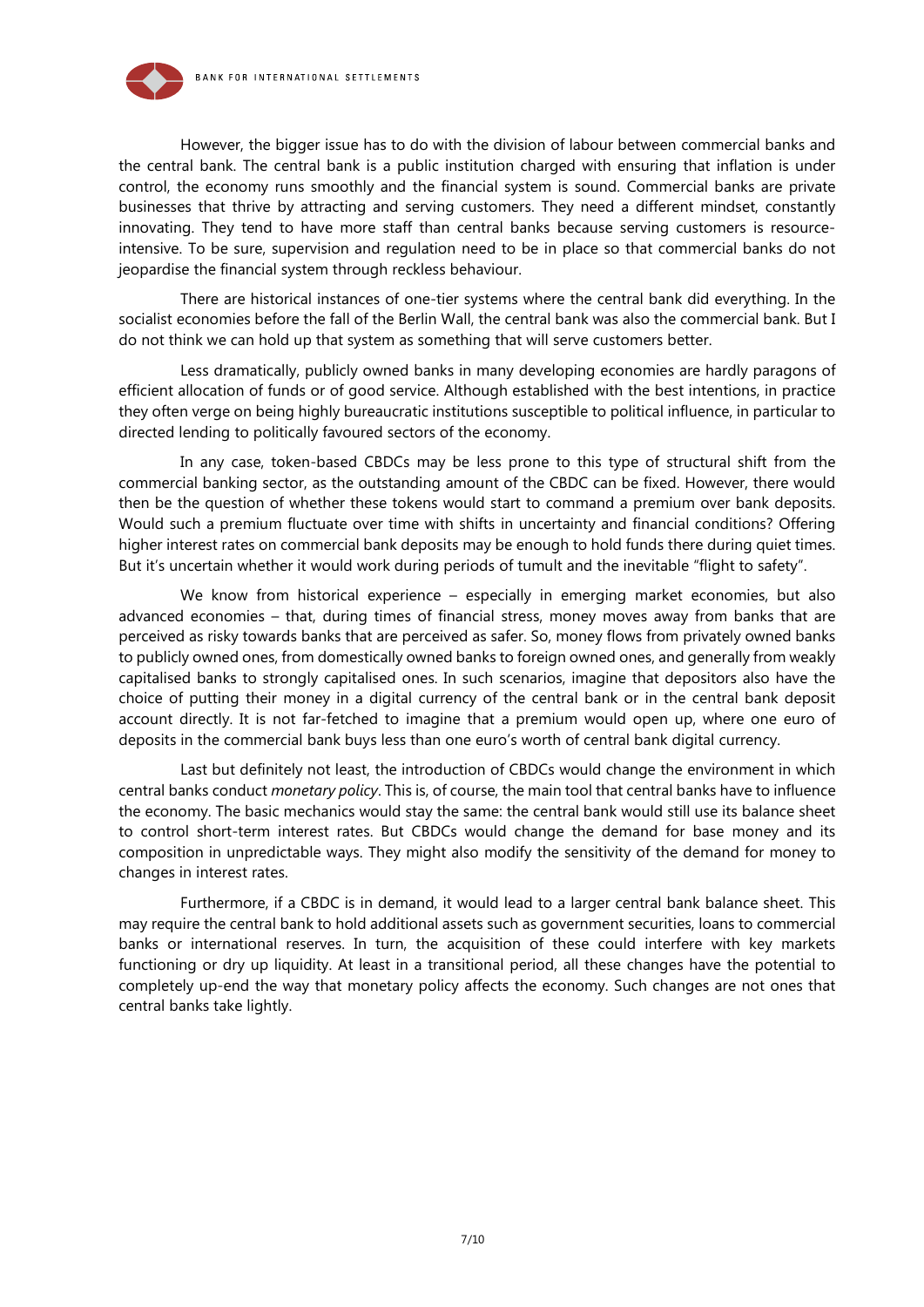However, the bigger issue has to do with the division of labour between commercial banks and the central bank. The central bank is a public institution charged with ensuring that inflation is under control, the economy runs smoothly and the financial system is sound. Commercial banks are private businesses that thrive by attracting and serving customers. They need a different mindset, constantly innovating. They tend to have more staff than central banks because serving customers is resource-intensive. To be sure, supervision and regulation need to be in place so that commercial banks do not jeopardise the financial system through reckless behaviour.

There are historical instances of one-tier systems where the central bank did everything. In the socialist economies before the fall of the Berlin Wall, the central bank was also the commercial bank. But I do not think we can hold up that system as something that will serve customers better.

Less dramatically, publicly owned banks in many developing economies are hardly paragons of efficient allocation of funds or of good service. Although established with the best intentions, in practice they often verge on being highly bureaucratic institutions susceptible to political influence, in particular to directed lending to politically favoured sectors of the economy.

In any case, token-based CBDCs may be less prone to this type of structural shift from the commercial banking sector, as the outstanding amount of the CBDC can be fixed. However, there would then be the question of whether these tokens would start to command a premium over bank deposits. Would such a premium fluctuate over time with shifts in uncertainty and financial conditions? Offering higher interest rates on commercial bank deposits may be enough to hold funds there during quiet times. But it's uncertain whether it would work during periods of tumult and the inevitable "flight to safety".

We know from historical experience – especially in emerging market economies, but also advanced economies – that, during times of financial stress, money moves away from banks that are perceived as risky towards banks that are perceived as safer. So, money flows from privately owned banks to publicly owned ones, from domestically owned banks to foreign owned ones, and generally from weakly capitalised banks to strongly capitalised ones. In such scenarios, imagine that depositors also have the choice of putting their money in a digital currency of the central bank or in the central bank deposit account directly. It is not far-fetched to imagine that a premium would open up, where one euro of deposits in the commercial bank buys less than one euro's worth of central bank digital currency.

Last but definitely not least, the introduction of CBDCs would change the environment in which central banks conduct *monetary policy*. This is, of course, the main tool that central banks have to influence the economy. The basic mechanics would stay the same: the central bank would still use its balance sheet to control short-term interest rates. But CBDCs would change the demand for base money and its composition in unpredictable ways. They might also modify the sensitivity of the demand for money to changes in interest rates.

Furthermore, if a CBDC is in demand, it would lead to a larger central bank balance sheet. This may require the central bank to hold additional assets such as government securities, loans to commercial banks or international reserves. In turn, the acquisition of these could interfere with key markets functioning or dry up liquidity. At least in a transitional period, all these changes have the potential to completely up-end the way that monetary policy affects the economy. Such changes are not ones that central banks take lightly.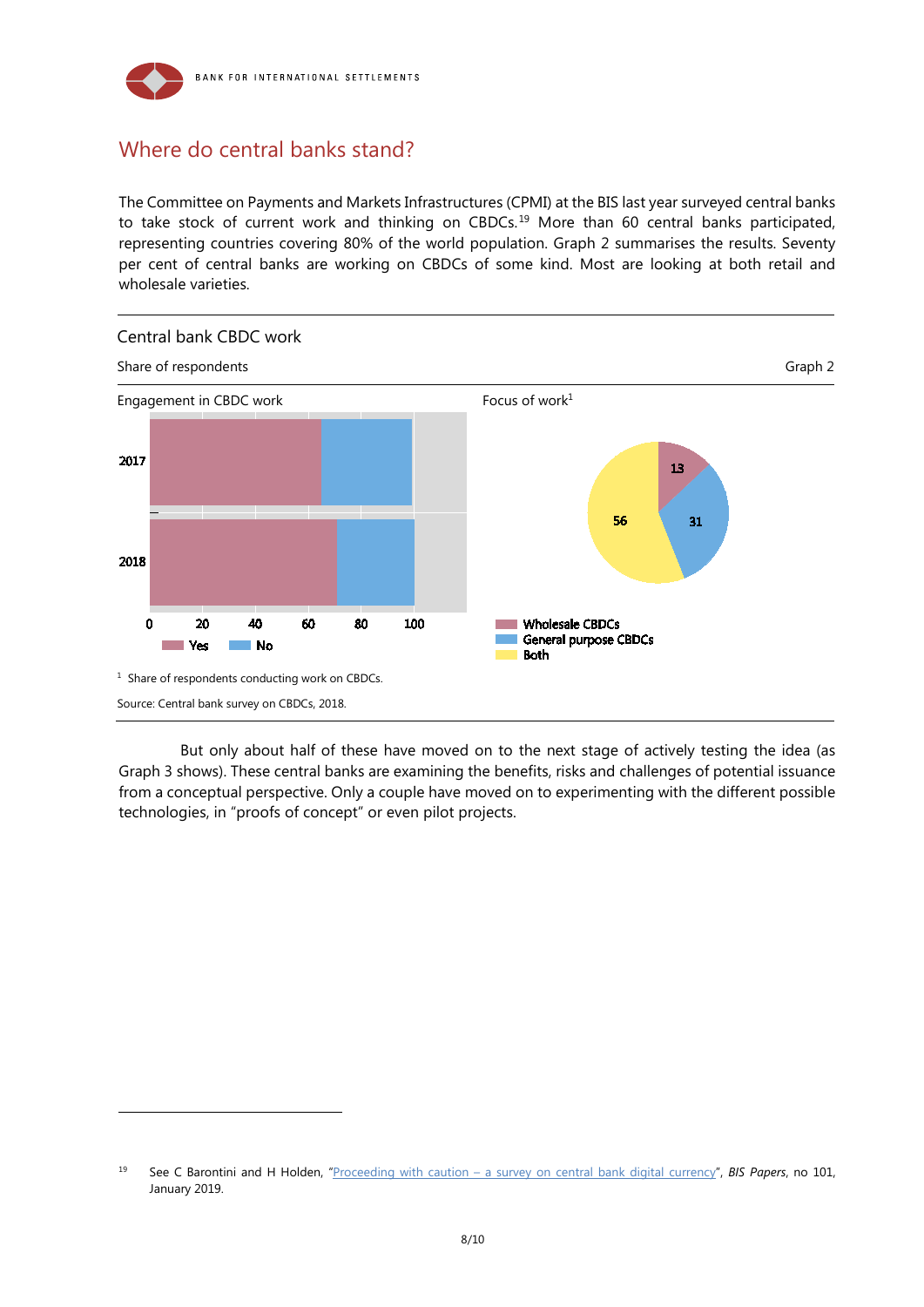## Where do central banks stand?

The Committee on Payments and Markets Infrastructures (CPMI) at the BIS last year surveyed central banks to take stock of current work and thinking on CBDCs.[19] More than 60 central banks participated, representing countries covering 80% of the world population. Graph 2 summarises the results. Seventy per cent of central banks are working on CBDCs of some kind. Most are looking at both retail and wholesale varieties.

**Central bank CBDC work**

Share of respondents — Graph 2

Engagement in CBDC work

Focus of work[1]

| | Yes | No |
|---|---|---|
| 2017 | | |
| 2018 | | |

| Focus of work | Share |
|---|---|
| Wholesale CBDCs | 13 |
| General purpose CBDCs | 31 |
| Both | 56 |

[1] Share of respondents conducting work on CBDCs.

Source: Central bank survey on CBDCs, 2018.

But only about half of these have moved on to the next stage of actively testing the idea (as Graph 3 shows). These central banks are examining the benefits, risks and challenges of potential issuance from a conceptual perspective. Only a couple have moved on to experimenting with the different possible technologies, in "proofs of concept" or even pilot projects.

---

[19] See C Barontini and H Holden, "Proceeding with caution – a survey on central bank digital currency", *BIS Papers*, no 101, January 2019.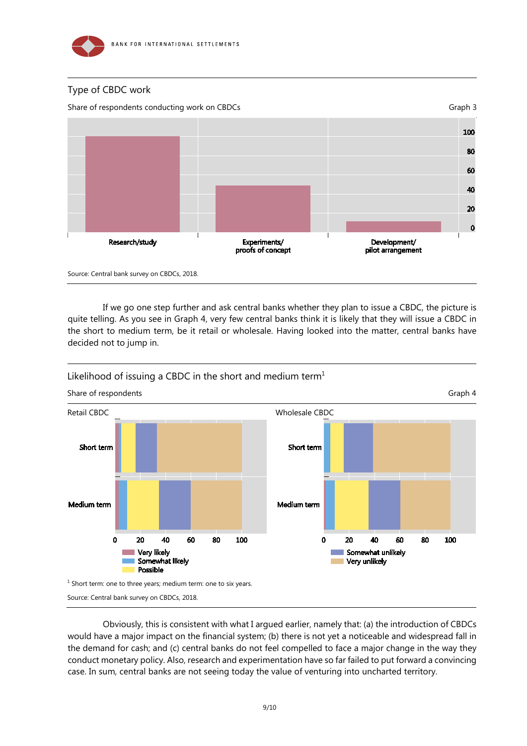Type of CBDC work

Share of respondents conducting work on CBDCs

Graph 3

Source: Central bank survey on CBDCs, 2018.

If we go one step further and ask central banks whether they plan to issue a CBDC, the picture is quite telling. As you see in Graph 4, very few central banks think it is likely that they will issue a CBDC in the short to medium term, be it retail or wholesale. Having looked into the matter, central banks have decided not to jump in.

Likelihood of issuing a CBDC in the short and medium term[1]

Share of respondents

Graph 4

[1] Short term: one to three years; medium term: one to six years.

Source: Central bank survey on CBDCs, 2018.

Obviously, this is consistent with what I argued earlier, namely that: (a) the introduction of CBDCs would have a major impact on the financial system; (b) there is not yet a noticeable and widespread fall in the demand for cash; and (c) central banks do not feel compelled to face a major change in the way they conduct monetary policy. Also, research and experimentation have so far failed to put forward a convincing case. In sum, central banks are not seeing today the value of venturing into uncharted territory.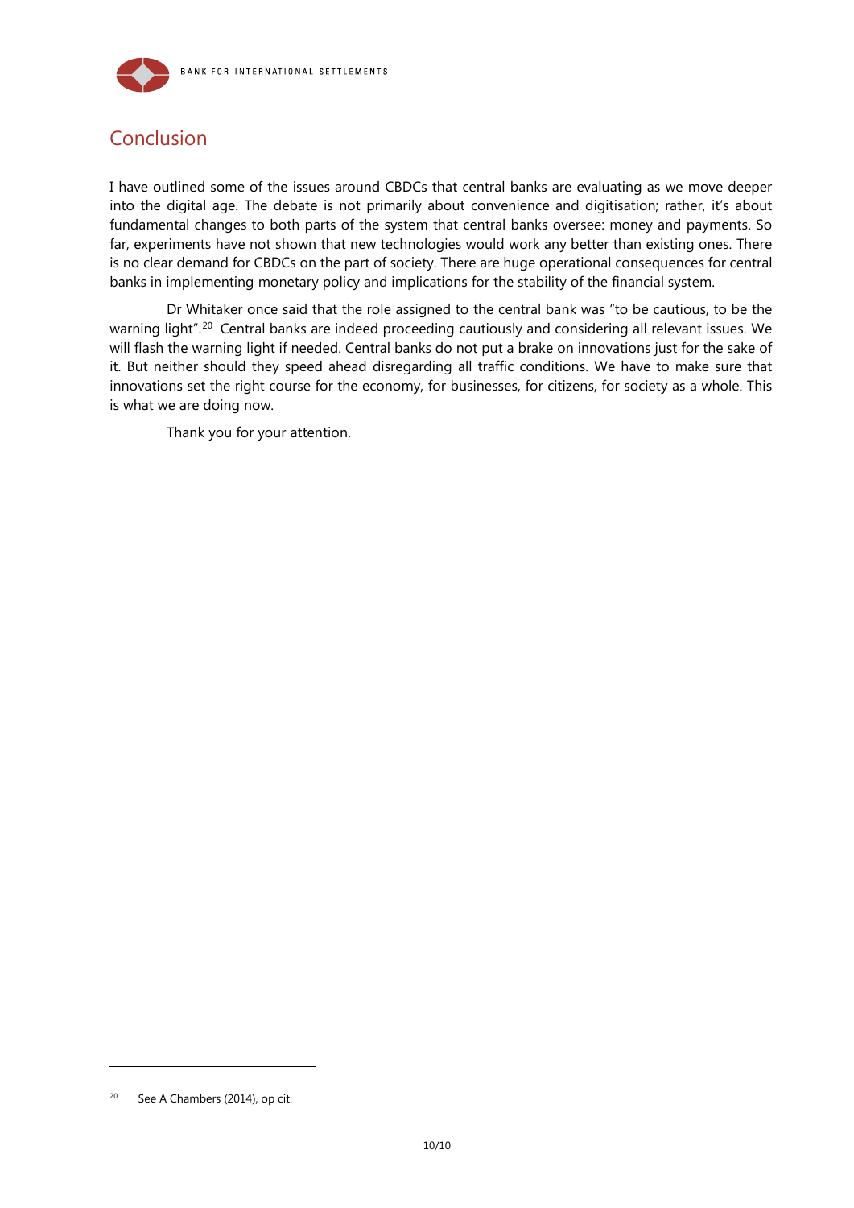## Conclusion

I have outlined some of the issues around CBDCs that central banks are evaluating as we move deeper into the digital age. The debate is not primarily about convenience and digitisation; rather, it's about fundamental changes to both parts of the system that central banks oversee: money and payments. So far, experiments have not shown that new technologies would work any better than existing ones. There is no clear demand for CBDCs on the part of society. There are huge operational consequences for central banks in implementing monetary policy and implications for the stability of the financial system.

Dr Whitaker once said that the role assigned to the central bank was "to be cautious, to be the warning light".[20] Central banks are indeed proceeding cautiously and considering all relevant issues. We will flash the warning light if needed. Central banks do not put a brake on innovations just for the sake of it. But neither should they speed ahead disregarding all traffic conditions. We have to make sure that innovations set the right course for the economy, for businesses, for citizens, for society as a whole. This is what we are doing now.

Thank you for your attention.

---

[20] See A Chambers (2014), op cit.